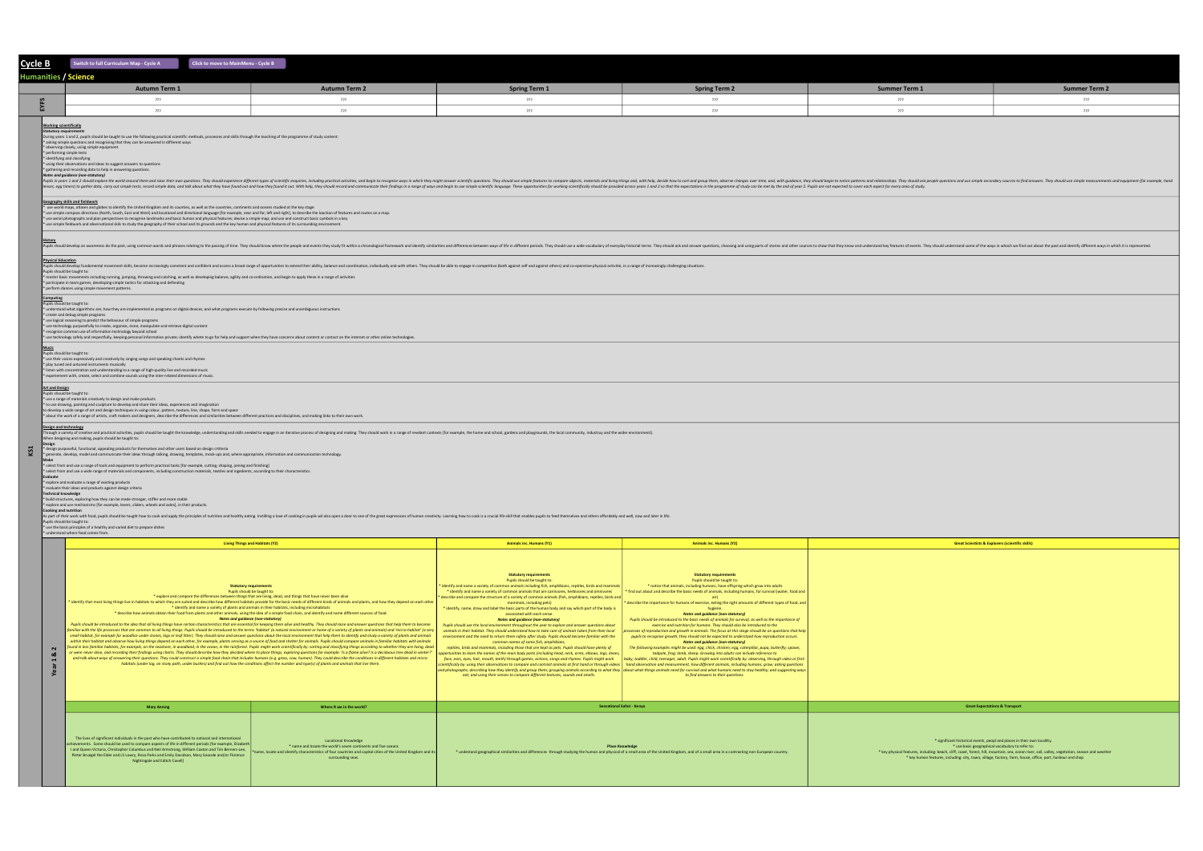| <b>Summer Term 1</b>                                                                                       | <b>Summer Term 2</b>                                                                                                                                                                                                                                                             |  |  |  |
|------------------------------------------------------------------------------------------------------------|----------------------------------------------------------------------------------------------------------------------------------------------------------------------------------------------------------------------------------------------------------------------------------|--|--|--|
| ???<br>???                                                                                                 | ???<br>???                                                                                                                                                                                                                                                                       |  |  |  |
|                                                                                                            |                                                                                                                                                                                                                                                                                  |  |  |  |
|                                                                                                            |                                                                                                                                                                                                                                                                                  |  |  |  |
|                                                                                                            |                                                                                                                                                                                                                                                                                  |  |  |  |
|                                                                                                            |                                                                                                                                                                                                                                                                                  |  |  |  |
| spect for every area of study.                                                                             | elationships. They should ask people questions and use simple secondary sources to find answers. They should use simple measurements and equipment (for example, hand                                                                                                            |  |  |  |
|                                                                                                            |                                                                                                                                                                                                                                                                                  |  |  |  |
|                                                                                                            |                                                                                                                                                                                                                                                                                  |  |  |  |
|                                                                                                            | and key features of events. They should understand some of the ways in whoch we find out about the past and identify different ways in which it is represented.                                                                                                                  |  |  |  |
|                                                                                                            |                                                                                                                                                                                                                                                                                  |  |  |  |
|                                                                                                            |                                                                                                                                                                                                                                                                                  |  |  |  |
|                                                                                                            |                                                                                                                                                                                                                                                                                  |  |  |  |
|                                                                                                            |                                                                                                                                                                                                                                                                                  |  |  |  |
|                                                                                                            |                                                                                                                                                                                                                                                                                  |  |  |  |
|                                                                                                            |                                                                                                                                                                                                                                                                                  |  |  |  |
|                                                                                                            |                                                                                                                                                                                                                                                                                  |  |  |  |
|                                                                                                            |                                                                                                                                                                                                                                                                                  |  |  |  |
|                                                                                                            |                                                                                                                                                                                                                                                                                  |  |  |  |
|                                                                                                            |                                                                                                                                                                                                                                                                                  |  |  |  |
|                                                                                                            |                                                                                                                                                                                                                                                                                  |  |  |  |
|                                                                                                            |                                                                                                                                                                                                                                                                                  |  |  |  |
|                                                                                                            |                                                                                                                                                                                                                                                                                  |  |  |  |
|                                                                                                            |                                                                                                                                                                                                                                                                                  |  |  |  |
|                                                                                                            |                                                                                                                                                                                                                                                                                  |  |  |  |
|                                                                                                            |                                                                                                                                                                                                                                                                                  |  |  |  |
|                                                                                                            |                                                                                                                                                                                                                                                                                  |  |  |  |
|                                                                                                            | <b>Great Scientists &amp; Explorers (scientific skills)</b>                                                                                                                                                                                                                      |  |  |  |
|                                                                                                            |                                                                                                                                                                                                                                                                                  |  |  |  |
|                                                                                                            |                                                                                                                                                                                                                                                                                  |  |  |  |
|                                                                                                            |                                                                                                                                                                                                                                                                                  |  |  |  |
|                                                                                                            |                                                                                                                                                                                                                                                                                  |  |  |  |
|                                                                                                            |                                                                                                                                                                                                                                                                                  |  |  |  |
|                                                                                                            |                                                                                                                                                                                                                                                                                  |  |  |  |
|                                                                                                            |                                                                                                                                                                                                                                                                                  |  |  |  |
|                                                                                                            |                                                                                                                                                                                                                                                                                  |  |  |  |
|                                                                                                            |                                                                                                                                                                                                                                                                                  |  |  |  |
|                                                                                                            |                                                                                                                                                                                                                                                                                  |  |  |  |
|                                                                                                            | <b>Great Expectations &amp; Transport</b>                                                                                                                                                                                                                                        |  |  |  |
|                                                                                                            |                                                                                                                                                                                                                                                                                  |  |  |  |
|                                                                                                            |                                                                                                                                                                                                                                                                                  |  |  |  |
|                                                                                                            | * significant historical events, peopl and places in their own localilty.<br>* use basic geographical vocabulary to refer to:<br>* key physical features, including: beach, cliff, coast, forest, hill, mountain, sea, ocean river, soil, valley, vegetation, season and weather |  |  |  |
| * key human features, including: city, town, village, factory, farm, house, office, port, harbour and shop |                                                                                                                                                                                                                                                                                  |  |  |  |

| Cycle B |                                                                                                                                                                                                                                                                                                                                                                                                                                                                                                                                                                                                                                                                                                                                                                                                                                                                                                                                                                                                                                                                                                                                                                                                                                                                                                                                                                                                                                                                                                                                                                                                                                                                                                                                                                                                                                                                                                                                                                                                                                                                                                                                                                                                                                                                                                                                                                                                                                                                         | Switch to full Curriculum Map - Cycle A<br>Click to move to MainMenu - Cycle B<br><b>Humanities / Science</b>                                                                                                                                                                                                                                                                                                                                                                                                                                                                                                                                                                                                                                                                                        |                                                                                                                                                                                                                                                                                                                                                                                                                                                                                                                                                                                                                                                                                                                                                                                                                                                                                                                                                                                                                                                                                                                                                                                                                                                                                                                                                                                                                                                                                                                                                                                                                                                                                                                                                                                                                                                                                                                                                                                                                                                                                                                                                                                                                                                                                                                                                                                                                                                                                                                                                                                                                                                                                                                                                                                                                                                                                                                                                                                                                                           |                                                                                                                                                                                                                                                                                                                                                                                                                                                                        |                                 |                                                                                                                               |                                                                                                                                                                                                                                                               |  |
|---------|-------------------------------------------------------------------------------------------------------------------------------------------------------------------------------------------------------------------------------------------------------------------------------------------------------------------------------------------------------------------------------------------------------------------------------------------------------------------------------------------------------------------------------------------------------------------------------------------------------------------------------------------------------------------------------------------------------------------------------------------------------------------------------------------------------------------------------------------------------------------------------------------------------------------------------------------------------------------------------------------------------------------------------------------------------------------------------------------------------------------------------------------------------------------------------------------------------------------------------------------------------------------------------------------------------------------------------------------------------------------------------------------------------------------------------------------------------------------------------------------------------------------------------------------------------------------------------------------------------------------------------------------------------------------------------------------------------------------------------------------------------------------------------------------------------------------------------------------------------------------------------------------------------------------------------------------------------------------------------------------------------------------------------------------------------------------------------------------------------------------------------------------------------------------------------------------------------------------------------------------------------------------------------------------------------------------------------------------------------------------------------------------------------------------------------------------------------------------------|------------------------------------------------------------------------------------------------------------------------------------------------------------------------------------------------------------------------------------------------------------------------------------------------------------------------------------------------------------------------------------------------------------------------------------------------------------------------------------------------------------------------------------------------------------------------------------------------------------------------------------------------------------------------------------------------------------------------------------------------------------------------------------------------------|-------------------------------------------------------------------------------------------------------------------------------------------------------------------------------------------------------------------------------------------------------------------------------------------------------------------------------------------------------------------------------------------------------------------------------------------------------------------------------------------------------------------------------------------------------------------------------------------------------------------------------------------------------------------------------------------------------------------------------------------------------------------------------------------------------------------------------------------------------------------------------------------------------------------------------------------------------------------------------------------------------------------------------------------------------------------------------------------------------------------------------------------------------------------------------------------------------------------------------------------------------------------------------------------------------------------------------------------------------------------------------------------------------------------------------------------------------------------------------------------------------------------------------------------------------------------------------------------------------------------------------------------------------------------------------------------------------------------------------------------------------------------------------------------------------------------------------------------------------------------------------------------------------------------------------------------------------------------------------------------------------------------------------------------------------------------------------------------------------------------------------------------------------------------------------------------------------------------------------------------------------------------------------------------------------------------------------------------------------------------------------------------------------------------------------------------------------------------------------------------------------------------------------------------------------------------------------------------------------------------------------------------------------------------------------------------------------------------------------------------------------------------------------------------------------------------------------------------------------------------------------------------------------------------------------------------------------------------------------------------------------------------------------------------|------------------------------------------------------------------------------------------------------------------------------------------------------------------------------------------------------------------------------------------------------------------------------------------------------------------------------------------------------------------------------------------------------------------------------------------------------------------------|---------------------------------|-------------------------------------------------------------------------------------------------------------------------------|---------------------------------------------------------------------------------------------------------------------------------------------------------------------------------------------------------------------------------------------------------------|--|
|         |                                                                                                                                                                                                                                                                                                                                                                                                                                                                                                                                                                                                                                                                                                                                                                                                                                                                                                                                                                                                                                                                                                                                                                                                                                                                                                                                                                                                                                                                                                                                                                                                                                                                                                                                                                                                                                                                                                                                                                                                                                                                                                                                                                                                                                                                                                                                                                                                                                                                         | <b>Autumn Term 1</b><br>???                                                                                                                                                                                                                                                                                                                                                                                                                                                                                                                                                                                                                                                                                                                                                                          | <b>Autumn Term 2</b><br>???                                                                                                                                                                                                                                                                                                                                                                                                                                                                                                                                                                                                                                                                                                                                                                                                                                                                                                                                                                                                                                                                                                                                                                                                                                                                                                                                                                                                                                                                                                                                                                                                                                                                                                                                                                                                                                                                                                                                                                                                                                                                                                                                                                                                                                                                                                                                                                                                                                                                                                                                                                                                                                                                                                                                                                                                                                                                                                                                                                                                               | <b>Spring Term 1</b><br>???                                                                                                                                                                                                                                                                                                                                                                                                                                            | <b>Spring Term 2</b><br>???     | <b>Summer Term 1</b><br>???                                                                                                   | <b>Summer Term 2</b><br>???                                                                                                                                                                                                                                   |  |
|         | <b>Working scientifically</b><br><b>Statutory requirements</b>                                                                                                                                                                                                                                                                                                                                                                                                                                                                                                                                                                                                                                                                                                                                                                                                                                                                                                                                                                                                                                                                                                                                                                                                                                                                                                                                                                                                                                                                                                                                                                                                                                                                                                                                                                                                                                                                                                                                                                                                                                                                                                                                                                                                                                                                                                                                                                                                          | ???<br>During years 1 and 2, pupils should be taught to use the following practical scientific methods, processes and skills through the teaching of the programme of study content:<br>* asking simple questions and recognising that they can be answered in different ways<br>* observing closely, using simple equipment<br>performing simple tests<br>identifying and classifying<br>using their observations and ideas to suggest answers to questions<br>gathering and recording data to help in answering questions.<br>Notes and guidance (non-statutory)                                                                                                                                                                                                                                   | ???                                                                                                                                                                                                                                                                                                                                                                                                                                                                                                                                                                                                                                                                                                                                                                                                                                                                                                                                                                                                                                                                                                                                                                                                                                                                                                                                                                                                                                                                                                                                                                                                                                                                                                                                                                                                                                                                                                                                                                                                                                                                                                                                                                                                                                                                                                                                                                                                                                                                                                                                                                                                                                                                                                                                                                                                                                                                                                                                                                                                                                       | ???<br>Pupils in years 1 and 2 should explore the world around them and raise their own questions. They should experience different types of scientific enquiries, including practical activities, and begin to recognise ways in whi<br>lenses, egg timers) to gather data, carry out simple tests, record simple data, and talk about what they howe found out and how they found it out. With help, they should record and communicate their findings in a range of | ???                             | ???                                                                                                                           | ???                                                                                                                                                                                                                                                           |  |
|         |                                                                                                                                                                                                                                                                                                                                                                                                                                                                                                                                                                                                                                                                                                                                                                                                                                                                                                                                                                                                                                                                                                                                                                                                                                                                                                                                                                                                                                                                                                                                                                                                                                                                                                                                                                                                                                                                                                                                                                                                                                                                                                                                                                                                                                                                                                                                                                                                                                                                         | <b>Geography skills and fieldwork</b><br>buse world maps, atlases and globes to identify the United Kingdom and its counties, as well as the countries, continents and oceans studied at the key stage at the key stage<br>use simple compass directions (North, South, East and West) and locational and directional language [for example, near and far; left and right], to describe the loaction of features and routes on a map.<br>use aerial photographs and plan perspectives to recognise landmarks and basic human and physical features; devise a simple map; and use and construct basic symbols in a key<br>use simple fieldwork and observational skils to study the geography of their school and its grounds and the key human and physical features of its surrounding environment. |                                                                                                                                                                                                                                                                                                                                                                                                                                                                                                                                                                                                                                                                                                                                                                                                                                                                                                                                                                                                                                                                                                                                                                                                                                                                                                                                                                                                                                                                                                                                                                                                                                                                                                                                                                                                                                                                                                                                                                                                                                                                                                                                                                                                                                                                                                                                                                                                                                                                                                                                                                                                                                                                                                                                                                                                                                                                                                                                                                                                                                           |                                                                                                                                                                                                                                                                                                                                                                                                                                                                        |                                 |                                                                                                                               |                                                                                                                                                                                                                                                               |  |
|         | ical Education                                                                                                                                                                                                                                                                                                                                                                                                                                                                                                                                                                                                                                                                                                                                                                                                                                                                                                                                                                                                                                                                                                                                                                                                                                                                                                                                                                                                                                                                                                                                                                                                                                                                                                                                                                                                                                                                                                                                                                                                                                                                                                                                                                                                                                                                                                                                                                                                                                                          | Pupils should be taught to:<br>master basic movements including running, jumping, throwing and catching, as well as developing balance, agility and co-ordination, and begin to apply these in a range of activities<br>participate in team games, developing simple tactics for attacking and defending                                                                                                                                                                                                                                                                                                                                                                                                                                                                                             |                                                                                                                                                                                                                                                                                                                                                                                                                                                                                                                                                                                                                                                                                                                                                                                                                                                                                                                                                                                                                                                                                                                                                                                                                                                                                                                                                                                                                                                                                                                                                                                                                                                                                                                                                                                                                                                                                                                                                                                                                                                                                                                                                                                                                                                                                                                                                                                                                                                                                                                                                                                                                                                                                                                                                                                                                                                                                                                                                                                                                                           | Pupils should develop an awareness do the past, using common words and phrases relating to the passing of time. They should know where the people and events they study fit within a chronological framework and diferitify si<br>Pupils should develop fundamental movement skills, become increasingly cometent and confident and access a broad range of opportunities to extend their ability, balance and coordination, individually and with others. They        |                                 |                                                                                                                               |                                                                                                                                                                                                                                                               |  |
|         | perform dances using simple movement patterns.<br>Computing<br>Pupils should be taught to:<br>understand what algorithms are; how they are implemented as programs on digital devices; and what programs execute by following precise and unambiguous instructions<br>create and debug simple programs<br>* use logical reasoning to predict the behaviour of simple programs<br>* use technology purposefully to create, organise, store, manipulate and retrieve digital content<br>recognise common use of information technology beyond school<br>ve technology safely and respectfully, keeping personal information private; identify whete to go for help and support when they have concerns about content or contact on the internet or other online technologies.                                                                                                                                                                                                                                                                                                                                                                                                                                                                                                                                                                                                                                                                                                                                                                                                                                                                                                                                                                                                                                                                                                                                                                                                                                                                                                                                                                                                                                                                                                                                                                                                                                                                                             |                                                                                                                                                                                                                                                                                                                                                                                                                                                                                                                                                                                                                                                                                                                                                                                                      |                                                                                                                                                                                                                                                                                                                                                                                                                                                                                                                                                                                                                                                                                                                                                                                                                                                                                                                                                                                                                                                                                                                                                                                                                                                                                                                                                                                                                                                                                                                                                                                                                                                                                                                                                                                                                                                                                                                                                                                                                                                                                                                                                                                                                                                                                                                                                                                                                                                                                                                                                                                                                                                                                                                                                                                                                                                                                                                                                                                                                                           |                                                                                                                                                                                                                                                                                                                                                                                                                                                                        |                                 |                                                                                                                               |                                                                                                                                                                                                                                                               |  |
|         |                                                                                                                                                                                                                                                                                                                                                                                                                                                                                                                                                                                                                                                                                                                                                                                                                                                                                                                                                                                                                                                                                                                                                                                                                                                                                                                                                                                                                                                                                                                                                                                                                                                                                                                                                                                                                                                                                                                                                                                                                                                                                                                                                                                                                                                                                                                                                                                                                                                                         | Pupils should be taught to:<br>use their voices expressively and creatively by singing songs and speaking chants and rhymes<br>play tuned and untuned instruments musically<br>listen with concentration and understanding to a range of high-quality live and recorded music<br>experiement with, create, select and combine sounds using the inter-related dimensions of music.                                                                                                                                                                                                                                                                                                                                                                                                                    |                                                                                                                                                                                                                                                                                                                                                                                                                                                                                                                                                                                                                                                                                                                                                                                                                                                                                                                                                                                                                                                                                                                                                                                                                                                                                                                                                                                                                                                                                                                                                                                                                                                                                                                                                                                                                                                                                                                                                                                                                                                                                                                                                                                                                                                                                                                                                                                                                                                                                                                                                                                                                                                                                                                                                                                                                                                                                                                                                                                                                                           |                                                                                                                                                                                                                                                                                                                                                                                                                                                                        |                                 |                                                                                                                               |                                                                                                                                                                                                                                                               |  |
|         | <b>Art and Design</b>                                                                                                                                                                                                                                                                                                                                                                                                                                                                                                                                                                                                                                                                                                                                                                                                                                                                                                                                                                                                                                                                                                                                                                                                                                                                                                                                                                                                                                                                                                                                                                                                                                                                                                                                                                                                                                                                                                                                                                                                                                                                                                                                                                                                                                                                                                                                                                                                                                                   | Pupils should be taught to:<br>* use a range of materials creatively to design and make products<br>* to use drawing, painting and sculpture to develop and share their ideas, experiences and imagination<br>to develop a wide range of art and design techniques in using colour, pattern, texture, line, shape, form and space<br>* about the work of a range of artists, craft makers and designers, describe the differences and similarities between different practices and disciplines, and making links to their own work.                                                                                                                                                                                                                                                                  |                                                                                                                                                                                                                                                                                                                                                                                                                                                                                                                                                                                                                                                                                                                                                                                                                                                                                                                                                                                                                                                                                                                                                                                                                                                                                                                                                                                                                                                                                                                                                                                                                                                                                                                                                                                                                                                                                                                                                                                                                                                                                                                                                                                                                                                                                                                                                                                                                                                                                                                                                                                                                                                                                                                                                                                                                                                                                                                                                                                                                                           |                                                                                                                                                                                                                                                                                                                                                                                                                                                                        |                                 |                                                                                                                               |                                                                                                                                                                                                                                                               |  |
| KS1     | Design and technology                                                                                                                                                                                                                                                                                                                                                                                                                                                                                                                                                                                                                                                                                                                                                                                                                                                                                                                                                                                                                                                                                                                                                                                                                                                                                                                                                                                                                                                                                                                                                                                                                                                                                                                                                                                                                                                                                                                                                                                                                                                                                                                                                                                                                                                                                                                                                                                                                                                   | When designing and making, pupils should be taught to:<br>design purposeful, functional, appealing products for themselves and other users based on design crtiteria<br>generate, develop, model and communicate their ideas through talking, drawing, templates, mock-ups and, where appropriate, information and communication technology.                                                                                                                                                                                                                                                                                                                                                                                                                                                         |                                                                                                                                                                                                                                                                                                                                                                                                                                                                                                                                                                                                                                                                                                                                                                                                                                                                                                                                                                                                                                                                                                                                                                                                                                                                                                                                                                                                                                                                                                                                                                                                                                                                                                                                                                                                                                                                                                                                                                                                                                                                                                                                                                                                                                                                                                                                                                                                                                                                                                                                                                                                                                                                                                                                                                                                                                                                                                                                                                                                                                           | Through a variety of creative and practical activities, pupils should be taught the knowledge, understanding and skills needed to engage in an iterative process of designing and making. They should work in a range of revel                                                                                                                                                                                                                                         |                                 |                                                                                                                               |                                                                                                                                                                                                                                                               |  |
|         | Evaluate<br><b>Technical knowledge</b>                                                                                                                                                                                                                                                                                                                                                                                                                                                                                                                                                                                                                                                                                                                                                                                                                                                                                                                                                                                                                                                                                                                                                                                                                                                                                                                                                                                                                                                                                                                                                                                                                                                                                                                                                                                                                                                                                                                                                                                                                                                                                                                                                                                                                                                                                                                                                                                                                                  | select from and use a range of tools and equipment to perform practical tasks [for example, cutting, shaping, joining and finishing]<br>select from and use a wide range of materials and components, including construction materials, textiles and ingedients, according to their characteristics.<br>explore and evaluate a range of existing products<br>evaluate their ideas and products against design criteria<br>* build structures, exploring how they can be made stronger, stiffer and more stable                                                                                                                                                                                                                                                                                       |                                                                                                                                                                                                                                                                                                                                                                                                                                                                                                                                                                                                                                                                                                                                                                                                                                                                                                                                                                                                                                                                                                                                                                                                                                                                                                                                                                                                                                                                                                                                                                                                                                                                                                                                                                                                                                                                                                                                                                                                                                                                                                                                                                                                                                                                                                                                                                                                                                                                                                                                                                                                                                                                                                                                                                                                                                                                                                                                                                                                                                           |                                                                                                                                                                                                                                                                                                                                                                                                                                                                        |                                 |                                                                                                                               |                                                                                                                                                                                                                                                               |  |
|         |                                                                                                                                                                                                                                                                                                                                                                                                                                                                                                                                                                                                                                                                                                                                                                                                                                                                                                                                                                                                                                                                                                                                                                                                                                                                                                                                                                                                                                                                                                                                                                                                                                                                                                                                                                                                                                                                                                                                                                                                                                                                                                                                                                                                                                                                                                                                                                                                                                                                         | explore and use mechanisms [for example, levers, sliders, wheels and axles], in their products.<br>Cooking and nutrition<br>As part of their work with food, pupils should be taught how to cook and apply the principles of nutrition and healthy eating. Instilling a love of cooking in pupils wil also open a door to one of the great expressions of<br>Pupils should be taught to:<br>* use the basic principles of a healthy and varied diet to prepare dishes<br>understand where food comes from.                                                                                                                                                                                                                                                                                           |                                                                                                                                                                                                                                                                                                                                                                                                                                                                                                                                                                                                                                                                                                                                                                                                                                                                                                                                                                                                                                                                                                                                                                                                                                                                                                                                                                                                                                                                                                                                                                                                                                                                                                                                                                                                                                                                                                                                                                                                                                                                                                                                                                                                                                                                                                                                                                                                                                                                                                                                                                                                                                                                                                                                                                                                                                                                                                                                                                                                                                           |                                                                                                                                                                                                                                                                                                                                                                                                                                                                        |                                 |                                                                                                                               |                                                                                                                                                                                                                                                               |  |
|         |                                                                                                                                                                                                                                                                                                                                                                                                                                                                                                                                                                                                                                                                                                                                                                                                                                                                                                                                                                                                                                                                                                                                                                                                                                                                                                                                                                                                                                                                                                                                                                                                                                                                                                                                                                                                                                                                                                                                                                                                                                                                                                                                                                                                                                                                                                                                                                                                                                                                         |                                                                                                                                                                                                                                                                                                                                                                                                                                                                                                                                                                                                                                                                                                                                                                                                      | <b>Living Things and Habitats (Y2)</b>                                                                                                                                                                                                                                                                                                                                                                                                                                                                                                                                                                                                                                                                                                                                                                                                                                                                                                                                                                                                                                                                                                                                                                                                                                                                                                                                                                                                                                                                                                                                                                                                                                                                                                                                                                                                                                                                                                                                                                                                                                                                                                                                                                                                                                                                                                                                                                                                                                                                                                                                                                                                                                                                                                                                                                                                                                                                                                                                                                                                    | <b>Animals inc. Humans (Y1)</b>                                                                                                                                                                                                                                                                                                                                                                                                                                        | <b>Animals inc. Humans (Y2)</b> | <b>Great Scientists &amp; Explorers (scientific skills)</b>                                                                   |                                                                                                                                                                                                                                                               |  |
|         | <b>Statutory requirements</b><br>Pupils should be taught to:<br>* explore and compare the differences between things that are living, dead, and things that have never been alive<br>identify that most living things live in habitats to which they are suited and describe how different habitats provide for the basic needs of different kinds of animals and plants, and how they depend on each other<br>* identify and name a variety of plants and animals in their habitats, including microhabitats<br>* describe how animals obtain their food from plants and other animals, using the idea of a simple food chain, and identify and name different sources of food.<br><b>Notes and guidance (non-statutory)</b><br>Pupils should be introduced to the idea that all living things have certain characteristics that are essential for keeping them alive and healthy. They should raise and answer questions that help them to become<br>familiar with the life processes that are common to all living things. Pupils should be introduced to the terms 'habitat' (a natural environment or home of a variety of plants and animals) and 'micro-habitat' (a very<br>small habitat, for example for woodlice under stones, logs or leaf litter). They should raise and answer questions about the local environment that help them to identify and study a variety of plants and animals<br>within their habitat and observe how living things depend on each other, for example, plants serving as a source of food and shelter for animals. Pupils should compare animals in familiar habitats with animals<br>ound in less familiar habitats, for example, on the seashore, in woodland, in the ocean, in the rainforest. Pupils might work scientifically by: sorting and classifying things according to whether they are living, dead<br>$\sim$<br>or were never alive, and recording their findings using charts. They should describe how they decided where to place things, exploring questions for example: 'Is a flame alive? Is a deciduous tree dead in winter?'<br>and talk about ways of answering their questions. They could construct a simple food chain that includes humans (e.g. grass, cow, human). They could describe the conditions in different habitats and micro-<br>habitats (under log, on stony path, under bushes) and find out how the conditions affect the number and type(s) of plants and animals that live there. |                                                                                                                                                                                                                                                                                                                                                                                                                                                                                                                                                                                                                                                                                                                                                                                                      | <b>Statutory requirements</b><br><b>Statutory requirements</b><br>Pupils should be taught to:<br>Pupils should be taught to:<br>identify and name a variety of common animals including fish, amphibians, reptiles, birds and mammals<br>* notice that animals, including humans, have offspring which grow into adults<br>* identify and name a variety of common animals that are carnivores, herbivores and omnivores<br>find out about and describe the basic needs of animals, including humans, for survival (water, food and<br>describe and compare the structure of a variety of common animals (fish, amphibians, reptiles, birds and<br>air)<br>describe the importance for humans of exercise, eating the right amounts of different types of food, and<br>mammals, including pets)<br>* identify, name, draw and label the basic parts of the human body and say which part of the body is<br>hygiene.<br>associated with each sense.<br><b>Notes and guidance (non-statutory)</b><br>Pupils should be introduced to the basic needs of animals for survival, as well as the importance of<br><b>Notes and guidance (non-statutory)</b><br>Pupils should use the local environment throughout the year to explore and answer questions about<br>exercise and nutrition for humans. They should also be introduced to the<br>animals in their habitat. They should understand how to take care of animals taken from their local<br>ocesses of reproduction and growth in animals. The focus at this stage should be on questions that help<br>pupils to recognise growth; they should not be expected to understand how reproduction occurs.<br>environment and the need to return them safely after study. Pupils should become familiar with the<br>common names of some fish, amphibians,<br><b>Notes and quidance (non-statutory)</b><br>reptiles, birds and mammals, including those that are kept as pets. Pupils should have plenty of<br>The following examples might be used: egg, chick, chicken; egg, caterpillar, pupa, butterfly; spawn,<br>oportunities to learn the names of the main body parts (including head, neck, arms, elbows, legs, knees,<br>tadpole, frog; lamb, sheep. Growing into adults can include reference to<br>face, ears, eyes, hair, mouth, teeth) through games, actions, songs and rhymes. Pupils might work<br>baby, toddler, child, teenager, adult. Pupils might work scientifically by: observing, through video or first<br>cientifically by: using their observations to compare and contrast animals at first hand or through videos   hand observation and measurement, how different animals, including humans, grow; asking questions<br>and photographs, describing how they identify and group them; grouping animals according to what they about what things animals need for survival and what humans need to stay healthy; and suggesting ways<br>eat; and using their senses to compare different textures, sounds and smells.<br>to find answers to their questions. |                                                                                                                                                                                                                                                                                                                                                                                                                                                                        |                                 |                                                                                                                               |                                                                                                                                                                                                                                                               |  |
|         |                                                                                                                                                                                                                                                                                                                                                                                                                                                                                                                                                                                                                                                                                                                                                                                                                                                                                                                                                                                                                                                                                                                                                                                                                                                                                                                                                                                                                                                                                                                                                                                                                                                                                                                                                                                                                                                                                                                                                                                                                                                                                                                                                                                                                                                                                                                                                                                                                                                                         | <b>Mary Anning</b>                                                                                                                                                                                                                                                                                                                                                                                                                                                                                                                                                                                                                                                                                                                                                                                   | Where R we in the world?                                                                                                                                                                                                                                                                                                                                                                                                                                                                                                                                                                                                                                                                                                                                                                                                                                                                                                                                                                                                                                                                                                                                                                                                                                                                                                                                                                                                                                                                                                                                                                                                                                                                                                                                                                                                                                                                                                                                                                                                                                                                                                                                                                                                                                                                                                                                                                                                                                                                                                                                                                                                                                                                                                                                                                                                                                                                                                                                                                                                                  | Sensational Safari - Kenya                                                                                                                                                                                                                                                                                                                                                                                                                                             |                                 | <b>Great Expectations &amp; Transport</b>                                                                                     |                                                                                                                                                                                                                                                               |  |
|         |                                                                                                                                                                                                                                                                                                                                                                                                                                                                                                                                                                                                                                                                                                                                                                                                                                                                                                                                                                                                                                                                                                                                                                                                                                                                                                                                                                                                                                                                                                                                                                                                                                                                                                                                                                                                                                                                                                                                                                                                                                                                                                                                                                                                                                                                                                                                                                                                                                                                         | The lives of significant individuals in the past who have contributed to national and international<br>achievements. Some should be used to compare aspects of life in different periods [for example, Elizabeth  <br>I and Queen Victoria, Christopher Columbus and Neil Armstrong, William Caxton and Tim Berners-Lee,<br>Pieter Bruegel the Elder and LS Lowry, Rosa Parks and Emily Davidson, Mary Seacole and/or Florence<br>Nightingale and Editch Cavell]                                                                                                                                                                                                                                                                                                                                     | <b>Locational Knowledge</b><br>* name and lcoate the world's seven continents and five oceans<br>ame, locate and identify characteristics of four countries and capital cities of the United Kingdom and its<br>surrounding seas.                                                                                                                                                                                                                                                                                                                                                                                                                                                                                                                                                                                                                                                                                                                                                                                                                                                                                                                                                                                                                                                                                                                                                                                                                                                                                                                                                                                                                                                                                                                                                                                                                                                                                                                                                                                                                                                                                                                                                                                                                                                                                                                                                                                                                                                                                                                                                                                                                                                                                                                                                                                                                                                                                                                                                                                                         | <b>Place Knowledge</b><br>* undestand geographical similarities and differences through studying the human and physical of a small area of the United Kingdom, and of a small area in a contrasting non-European country.                                                                                                                                                                                                                                              |                                 | * significant historical events, peopl and places in their own localilty.<br>* use basic geographical vocabulary to refer to: | * key physical features, including: beach, cliff, coast, forest, hill, mountain, sea, ocean river, soil, valley, vegetation, season and weather<br>* key human features, including: city, town, village, factory, farm, house, office, port, harbour and shop |  |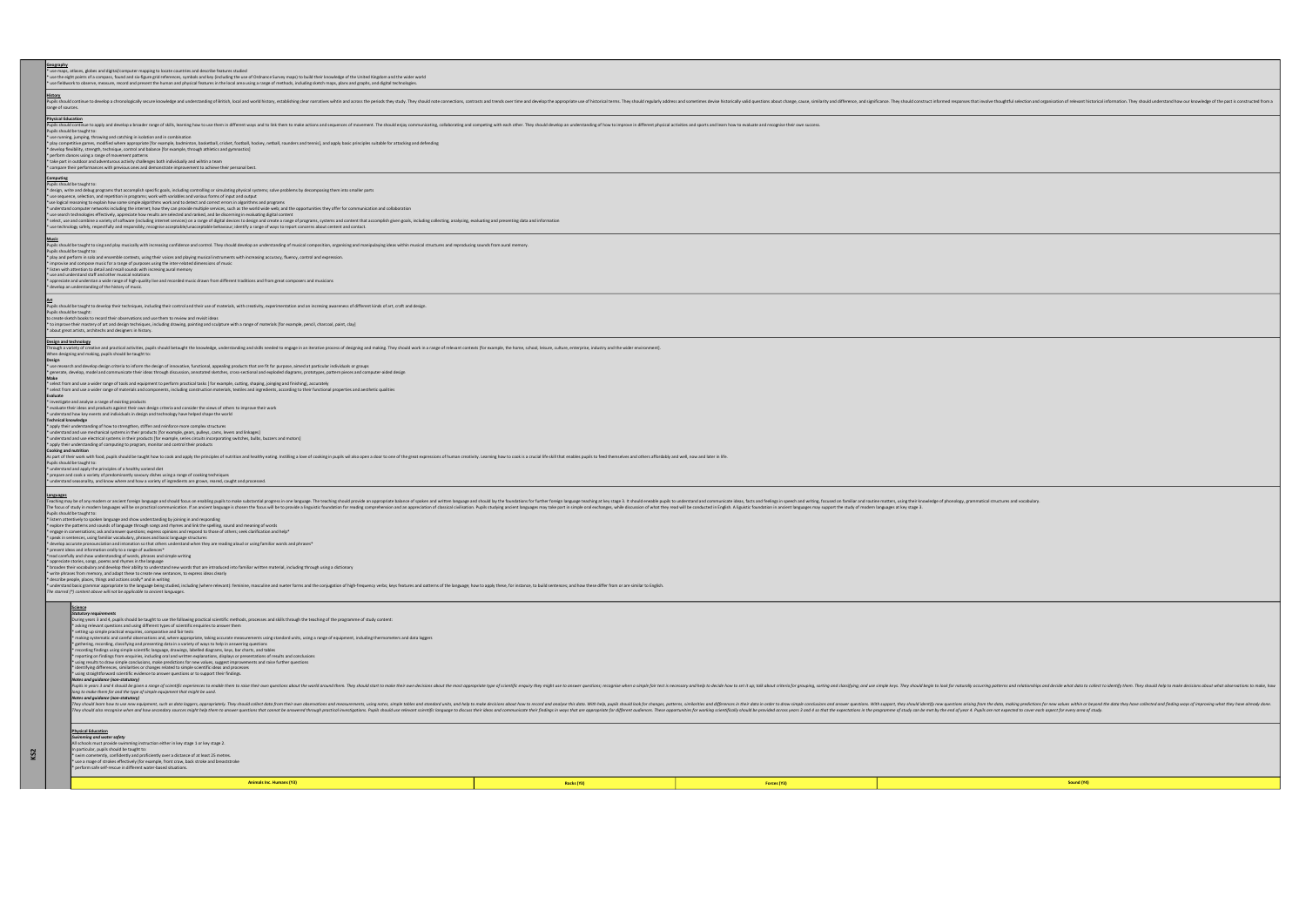|         | Geography<br>use maps, atlases, globes and digital/computer mapping to locate countries and describe features studied<br>* use the eight points of a compass, found and six-figure grid references, symbols and key (including the use of Ordnance Survey maps) to build their knowledge of the United Kingdom and the wider world<br>* use fieldwork to observe, measure, record and present the human and physical features in the local area using a range of methods, including sketch maps, plans and graphs, and digital technologies.                                                                                                                                                                                                                                                                                                                                                                                                                                                                                                                                                                                                                                                                                                 |
|---------|----------------------------------------------------------------------------------------------------------------------------------------------------------------------------------------------------------------------------------------------------------------------------------------------------------------------------------------------------------------------------------------------------------------------------------------------------------------------------------------------------------------------------------------------------------------------------------------------------------------------------------------------------------------------------------------------------------------------------------------------------------------------------------------------------------------------------------------------------------------------------------------------------------------------------------------------------------------------------------------------------------------------------------------------------------------------------------------------------------------------------------------------------------------------------------------------------------------------------------------------|
| History | Pupils should continue to develop a chronologically secure knowledge and understanding of British, local and world history, establishing clear narcatives withit and across the periods they study. They should regularly addr<br>range of sources.                                                                                                                                                                                                                                                                                                                                                                                                                                                                                                                                                                                                                                                                                                                                                                                                                                                                                                                                                                                          |
|         | <b>Physical Education</b><br>Pupils should continue to apply and develop a broader range of skills, learning how to use them in different ways and to link them to make actions and sequences of movement. The should enjoy communicating, collaborating an<br>Pupils should be taught to:<br>* use running, jumping, throwing and catching in isolation and in combination<br>* play competitive games, modified where appropriate [for example, badminton, basketball, cricket, football, hockey, netball, rounders and tennis], and apply basic principles suitable for attacking and defending<br>* develop flexibility, strength, technique, control and balance [for example, through athletics and gymnastics]<br>* perform dances using a range of movement patterns<br>* take part in outdoor and adventurous activity challenges both individually and wihtin a team                                                                                                                                                                                                                                                                                                                                                               |
|         | * compare their performances with previous ones and demonstrate improvement to achieve their personal best.                                                                                                                                                                                                                                                                                                                                                                                                                                                                                                                                                                                                                                                                                                                                                                                                                                                                                                                                                                                                                                                                                                                                  |
|         | Computing<br>Pupils should be taught to:<br>* design, write and debug programs that accomplish specific goals, including controlling or simulating physical systems; solve problems by decomposing them into smaller parts<br>* use sequence, selection, and repetition in programs; work with variables and various forms of input and output<br>*use logical reasoning to explain how some simple algorithms work and to detect and correct errors in algorithms and programs<br>* understand computer networks including the internet; how they can provide multiple services, such as the world wide web; and the opportunities they offer for communication and collaboration<br>* use search technologies effectively, appreciate how results are selected and ranked, and be discerning in evaluating digital content<br>* select, use and combine a variety of software (including internet services) on a range of digital devices to design and create a range of programs, systems and content that accomplish given goals, including collecting, a<br>* use technology safely, respectfully and responsibly; recognise acceptable/unacceptable behaviour; identify a range of ways to report concerns about centent and contact. |
|         | Pupils should be taught to sing and play musically with increasing confidence and control. They should develop an understanding of musical composition, organising and manipulaying ideas within musical structures and reprod<br>Pupils should be taught to:<br>* play and perform in solo and ensemble contexts, using their voices and playing musical instruments with increasing accuracy, fluency, control and expression.<br>* improvise and compose music for a range of purposes using the inter-related dimensions of music<br>listen with attention to detail and recall sounds with incresing aural memory<br>* use and understand staff and other musical notations<br>* appreciate and understan a wide range of high-quality live and recorded music drawn from different traditions and from great composers and musicians<br>* develop an understanding of the history of music.                                                                                                                                                                                                                                                                                                                                            |
|         | Pupils should be taught to develop their techniques, including their control and their use of materials, with creativity, experimentation and an incresing awareness of different kinds of art, craft and design.<br>Pupils should be taught:<br>to create sketch books to record their observations and use them to review and revisit ideas<br>* to improve their mastery of art and design techniques, including drawing, painting and sculpture with a range of materials [for example, pencil, charcoal, paint, clay]<br>* about great artists, architechs and designers in history.                                                                                                                                                                                                                                                                                                                                                                                                                                                                                                                                                                                                                                                    |
|         | Design and technology<br>Through a variety of creative and practical activities, pupils should betaught the knowledge, understanding and skills needed to engage in an iterative process of designing and making. They should work in a range of releva<br>When designing and making, pupils should be taught to:<br>* use research and develop design criteria to inform the design of innovative, functional, appealing products that are fit for purpose, aimed at particular individuals or groups<br>* generate, develop, model and communicate their ideas through discussion, annotated sketches, cross-sectional and exploded diagrams, prototypes, pattern pieces and computer-aided design                                                                                                                                                                                                                                                                                                                                                                                                                                                                                                                                         |
|         | * select from and use a wider range of tools and equipment to perform practical tasks [for example, cutting, shaping, joinging and finishing], accurately<br>* select from and use a wider range of materials and components, including construction materials, textiles and ingredients, according to their functional properties and aesthetic qualities<br>Evaluate                                                                                                                                                                                                                                                                                                                                                                                                                                                                                                                                                                                                                                                                                                                                                                                                                                                                       |
|         | * investigate and analyse a range of existing products<br>* evaluate their ideas and products against their own design criteria and consider the views of others to improve their work<br>understand how key events and individuals in design and technology have helped shape the world<br><b>Technical knowledge</b>                                                                                                                                                                                                                                                                                                                                                                                                                                                                                                                                                                                                                                                                                                                                                                                                                                                                                                                       |
|         | * apply their understanding of how to strengthen, stiffen and reinforce more complex structures<br>* understand and use mechanical systems in their products [for example, gears, pulleys, cams, levers and linkages]<br>* understand and use electrical systems in their products [for example, series circuits incorporating switches, bulbs, buzzers and motors]<br>* apply their understanding of computing to program, monitor and control their products<br>Cooking and nutrition                                                                                                                                                                                                                                                                                                                                                                                                                                                                                                                                                                                                                                                                                                                                                      |
|         | As part of their work with food, pupils should be taught how to cook and apply the principles of nutrition and healthy eating. Instilling a love of cooking in pupils wil also open a door to one of the great expressions of<br>Pupils should be taught to:<br>* understand and apply the principles of a healthy variend diet<br>* prepare and cook a variety of predominantly savoury dishes using a range of cooking techniques<br>* understand seasonality, and know where and how a variety of ingredients are grown, reared, caught and processed.                                                                                                                                                                                                                                                                                                                                                                                                                                                                                                                                                                                                                                                                                    |
|         | Teaching may be of any modern or ancient foreign language and should focus on enabling pupils to make substantial progress in one language. The teaching should provide an appropriate balance of spoken and written language<br>The focus of study in modern languages will be on practical communication. If an ancient language is chosen the focus will be to provide a linguistic foundation for reading comprehension and an appreciation of classical ci<br>Pupils should be taught to:                                                                                                                                                                                                                                                                                                                                                                                                                                                                                                                                                                                                                                                                                                                                               |
|         | * listern attentively to spoken language and show understanding by joining in and responding<br>explore the patterns and sounds of language through songs and rhymes and link the spelling, sound and meaning of words<br>* engage in conversations; ask and answer questions; express opinions and respond to those of others; seek clarification and help*<br>* speak in sentences, using familiar vocabulary, phrases and basic language structures<br>* develop accurate pronounciation and intonation so that others understand when they are reading aloud or using familiar words and phrases*<br>* present ideas and information orally to a range of audiences*                                                                                                                                                                                                                                                                                                                                                                                                                                                                                                                                                                     |
|         | *read carefully and show understanding of words, phrases and simple writing<br>* appreciate stories, songs, poems and rhymes in the language<br>* broaden their vocabulary and develop their ability to understand new words that are introduced into familiar written material, including through using a dictionary<br>* write phrases from memory, and adapt these to create new sentances, to express ideas clearly<br>* describe people, places, things and actions orally* and in writing<br>* understand basic grammar appropriate to the language being studied, including (where relevant): feminine, masculine and nueter forms and the conjugation of high-frequency verbs; keys features and oatterns of the language                                                                                                                                                                                                                                                                                                                                                                                                                                                                                                            |
|         | The starred (*) content above will not be applicable to ancient languages.<br><b>Science</b>                                                                                                                                                                                                                                                                                                                                                                                                                                                                                                                                                                                                                                                                                                                                                                                                                                                                                                                                                                                                                                                                                                                                                 |
|         | <b>Statutory requirements</b><br>During years 3 and 4, pupils should be taught to use the following practical scientific methods, processes and skills through the teaching of the programme of study content:<br>* asking relevant questions and using different types of scientific enquiries to answer them<br>setting up simple practical enquiries, comparative and fair tests<br>making systematic and careful observations and, where appropriate, taking accurate measurements using standard units, using a range of equipment, including thermometers and data loggers<br>gathering, recording, classifying and presenting data in a variety of ways to help in answering questions<br>recording findings using simple scientific language, drawings, labelled diagrams, keys, bar charts, and tables<br>reporting on findings from enquiries, including oral and written explanations, displays or presentations of results and conclusions<br>using results to draw simple conclusions, make predictions for new values, suggest improvements and raise further questions                                                                                                                                                        |
|         | * identifying differences, similarities or changes related to simple scientific ideas and processes<br>* using straightforward scientific evidence to answer questions or to support their findings.<br>Notes and guidance (non-statutory)<br>Pupils in years 3 and 4 should be given a range of scientific experiences to enable them to raise their own questions about the world around them. They should them to range that to make their own decisions about the most a                                                                                                                                                                                                                                                                                                                                                                                                                                                                                                                                                                                                                                                                                                                                                                 |
|         | long to make them for and the type of simple equipment that might be used.<br>Notes and guidance (non-statutory)<br>They should learn how to use new equipment, such as data loggers, appropriately. They should collect data from their own observations and measurements, using notes, simple tobles and standard units, and help to make detsio<br>They should also recognise when and how secondary sources might help them to answer questions that cannot be answered through practical investigations. Pupils should use relevant scientific language to discuss their ideas                                                                                                                                                                                                                                                                                                                                                                                                                                                                                                                                                                                                                                                          |
|         | <b>Physical Education</b><br>Swimming and water safety<br>All schools must provide swimming instruction either in key stage 1 or key stage 2.<br>In particular, pupils should be taught to:<br>swim cometently, confidently and proficiently over a distance of at least 25 metres.<br>buse a rnage of strokes effectively (for example, front craw, back stroke and breaststroke<br>perform safe self-rescue in different water-based situations.                                                                                                                                                                                                                                                                                                                                                                                                                                                                                                                                                                                                                                                                                                                                                                                           |
|         | Sound (Y4)<br><b>Animals Inc. Humans (Y3)</b><br>Rocks (Y3)<br>Forces (Y3)                                                                                                                                                                                                                                                                                                                                                                                                                                                                                                                                                                                                                                                                                                                                                                                                                                                                                                                                                                                                                                                                                                                                                                   |

rring patterns and relationships and decide what data to collect to identify them. They should help to make decisions about what observations to make, how Sound (Y4) nvolve thoughtful selection and organisation of relevant historical information. They should understand how our knowledge of the past is constructed from a